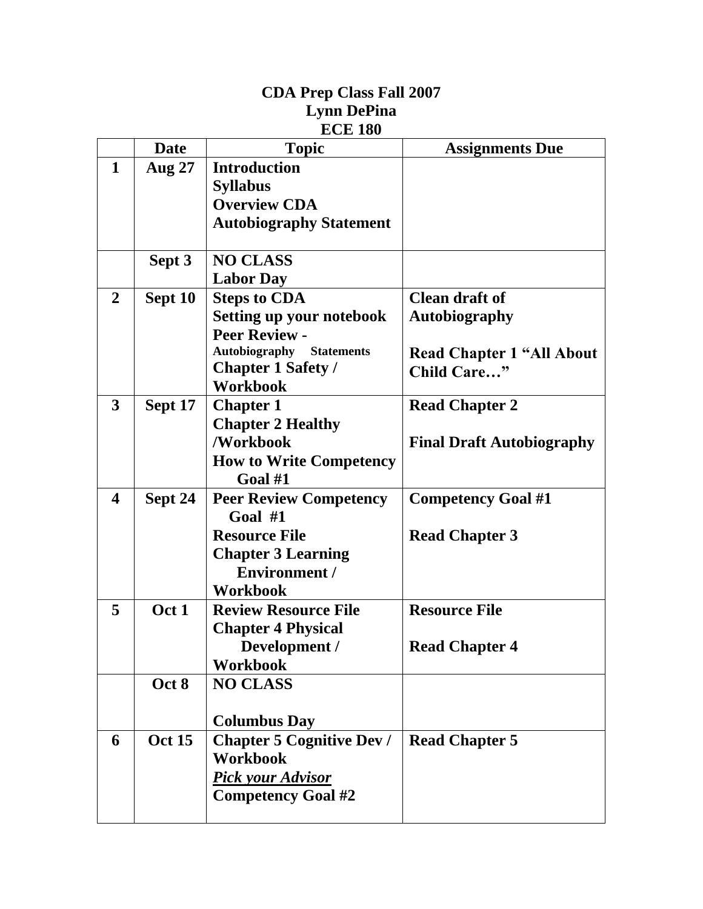# CDA Prep Class Fall 2007
## Lynn DePina
## ECE 180

| | Date | Topic | Assignments Due |
|---|---|---|---|
| **1** | **Aug 27** | **Introduction**<br>**Syllabus**<br>**Overview CDA**<br>**Autobiography Statement** | |
| | **Sept 3** | **NO CLASS**<br>**Labor Day** | |
| **2** | **Sept 10** | **Steps to CDA**<br>**Setting up your notebook**<br>**Peer Review - Autobiography Statements**<br>**Chapter 1 Safety / Workbook** | **Clean draft of Autobiography**<br><br>**Read Chapter 1 "All About Child Care…"** |
| **3** | **Sept 17** | **Chapter 1**<br>**Chapter 2 Healthy /Workbook**<br>**How to Write Competency Goal #1** | **Read Chapter 2**<br><br>**Final Draft Autobiography** |
| **4** | **Sept 24** | **Peer Review Competency Goal #1**<br>**Resource File**<br>**Chapter 3 Learning Environment / Workbook** | **Competency Goal #1**<br><br>**Read Chapter 3** |
| **5** | **Oct 1** | **Review Resource File**<br>**Chapter 4 Physical Development / Workbook** | **Resource File**<br><br>**Read Chapter 4** |
| | **Oct 8** | **NO CLASS**<br><br>**Columbus Day** | |
| **6** | **Oct 15** | **Chapter 5 Cognitive Dev / Workbook**<br>***Pick your Advisor***<br>**Competency Goal #2** | **Read Chapter 5** |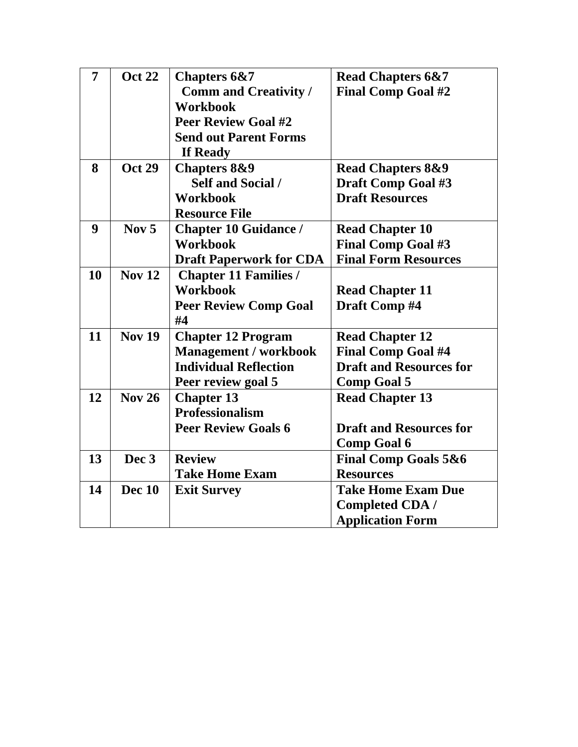| 7 | Oct 22 | **Chapters 6&7**<br>**Comm and Creativity / Workbook**<br>**Peer Review Goal #2**<br>**Send out Parent Forms If Ready** | **Read Chapters 6&7**<br>**Final Comp Goal #2** |
|---|---|---|---|
| **8** | **Oct 29** | **Chapters 8&9**<br>**Self and Social / Workbook**<br>**Resource File** | **Read Chapters 8&9**<br>**Draft Comp Goal #3**<br>**Draft Resources** |
| **9** | **Nov 5** | **Chapter 10 Guidance / Workbook**<br>**Draft Paperwork for CDA** | **Read Chapter 10**<br>**Final Comp Goal #3**<br>**Final Form Resources** |
| **10** | **Nov 12** | **Chapter 11 Families / Workbook**<br>**Peer Review Comp Goal #4** | **Read Chapter 11**<br>**Draft Comp #4** |
| **11** | **Nov 19** | **Chapter 12 Program Management / workbook**<br>**Individual Reflection**<br>**Peer review goal 5** | **Read Chapter 12**<br>**Final Comp Goal #4**<br>**Draft and Resources for Comp Goal 5** |
| **12** | **Nov 26** | **Chapter 13 Professionalism**<br>**Peer Review Goals 6** | **Read Chapter 13**<br>**Draft and Resources for Comp Goal 6** |
| **13** | **Dec 3** | **Review**<br>**Take Home Exam** | **Final Comp Goals 5&6 Resources** |
| **14** | **Dec 10** | **Exit Survey** | **Take Home Exam Due**<br>**Completed CDA / Application Form** |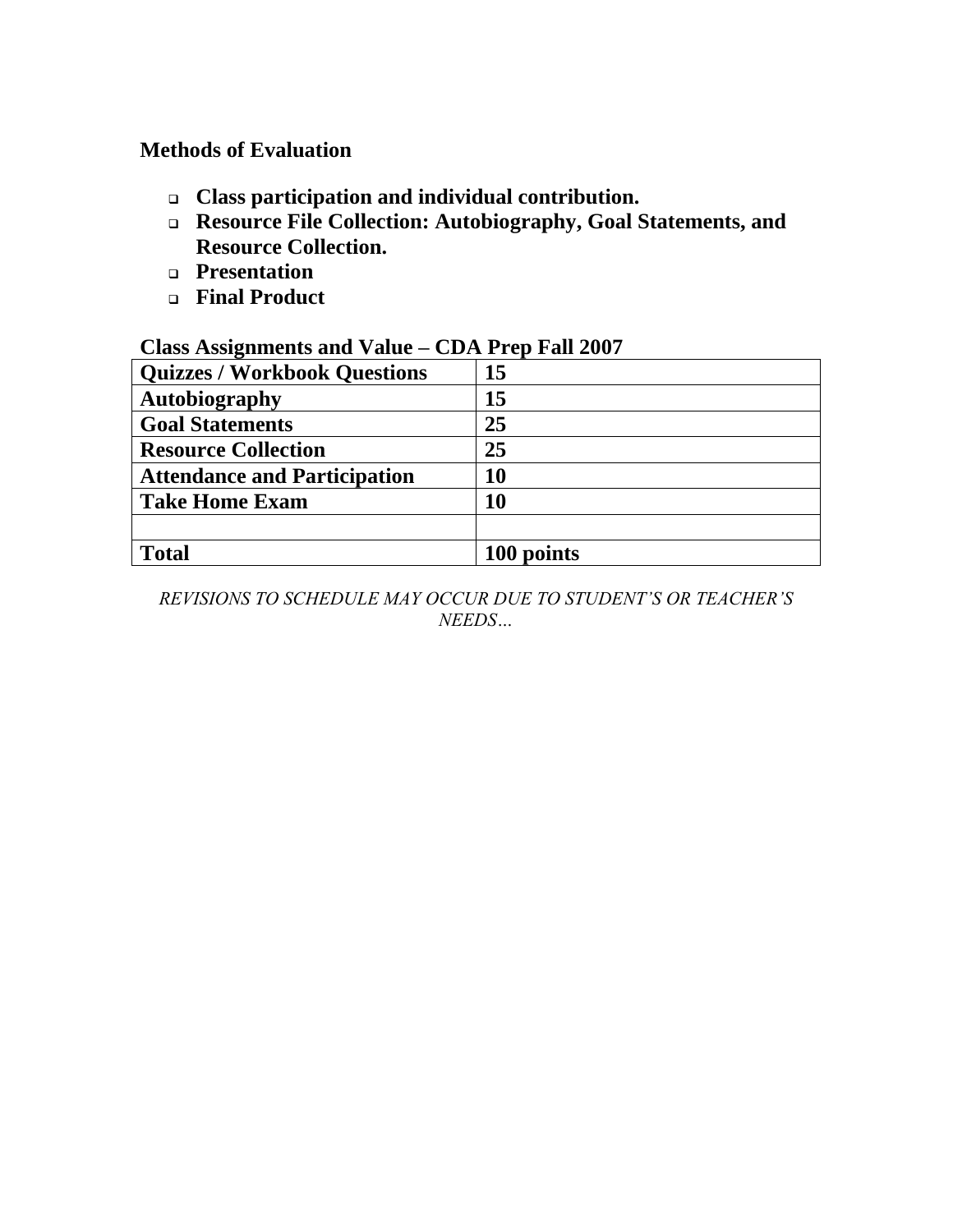**Methods of Evaluation**

- **Class participation and individual contribution.**
- **Resource File Collection: Autobiography, Goal Statements, and Resource Collection.**
- **Presentation**
- **Final Product**

**Class Assignments and Value – CDA Prep Fall 2007**

| | |
|---|---|
| **Quizzes / Workbook Questions** | **15** |
| **Autobiography** | **15** |
| **Goal Statements** | **25** |
| **Resource Collection** | **25** |
| **Attendance and Participation** | **10** |
| **Take Home Exam** | **10** |
| | |
| **Total** | **100 points** |

*REVISIONS TO SCHEDULE MAY OCCUR DUE TO STUDENT'S OR TEACHER'S NEEDS…*